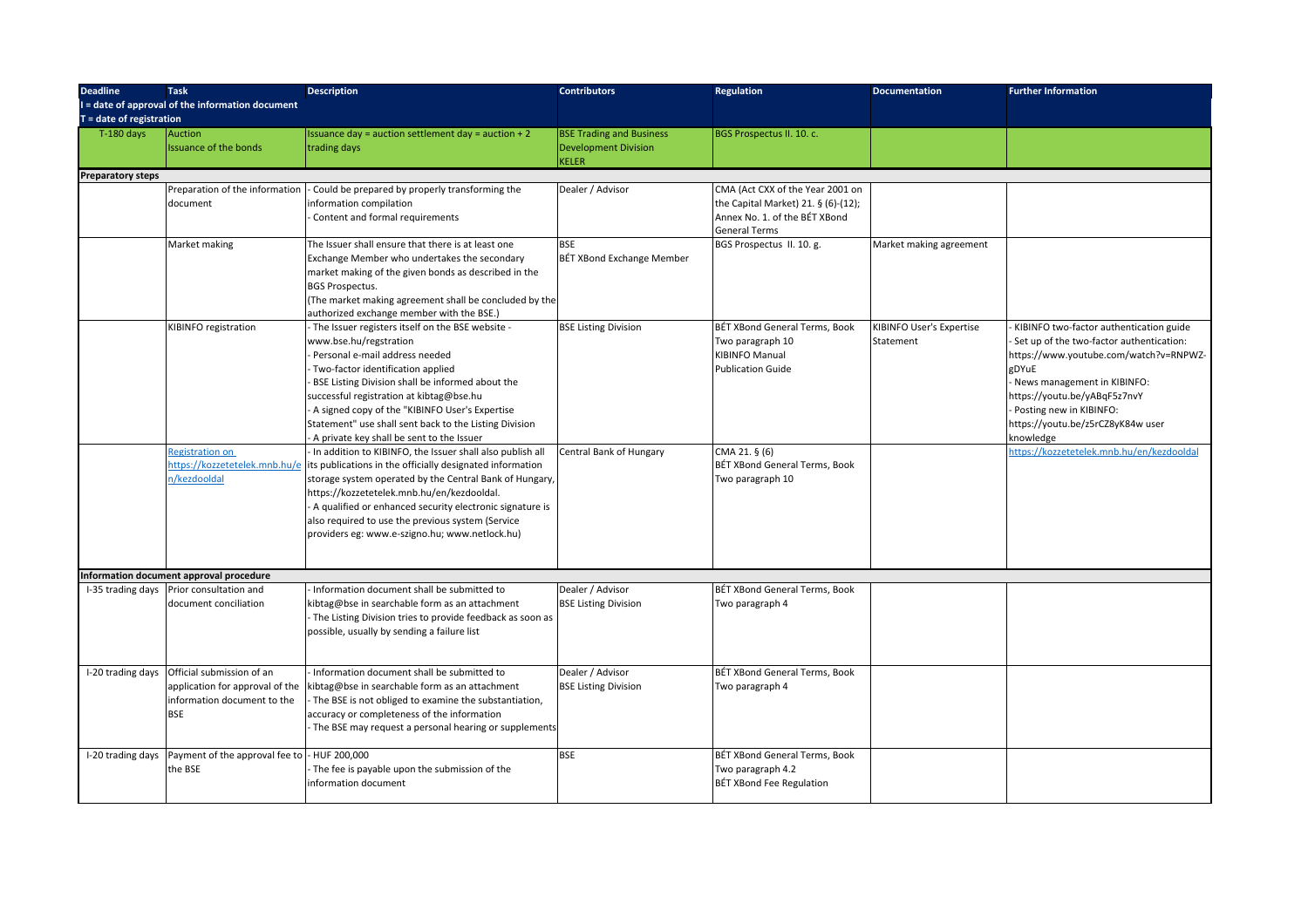| Deadline<br>I = date of approval of the information document<br>T = date of registration | Task | Description | Contributors | Regulation | Documentation | Further Information |
|---|---|---|---|---|---|---|
| T-180 days | Auction<br>Issuance of the bonds | Issuance day = auction settlement day = auction + 2 trading days | BSE Trading and Business Development Division<br>KELER | BGS Prospectus II. 10. c. | | |
| **Preparatory steps** | | | | | | |
| | Preparation of the information document | - Could be prepared by properly transforming the information compilation<br>- Content and formal requirements | Dealer / Advisor | CMA (Act CXX of the Year 2001 on the Capital Market) 21. § (6)-(12);<br>Annex No. 1. of the BÉT XBond General Terms | | |
| | Market making | The Issuer shall ensure that there is at least one Exchange Member who undertakes the secondary market making of the given bonds as described in the BGS Prospectus.<br>(The market making agreement shall be concluded by the authorized exchange member with the BSE.) | BSE<br>BÉT XBond Exchange Member | BGS Prospectus II. 10. g. | Market making agreement | |
| | KIBINFO registration | - The Issuer registers itself on the BSE website - www.bse.hu/regstration<br>- Personal e-mail address needed<br>- Two-factor identification applied<br>- BSE Listing Division shall be informed about the successful registration at kibtag@bse.hu<br>- A signed copy of the "KIBINFO User's Expertise Statement" use shall sent back to the Listing Division<br>- A private key shall be sent to the Issuer | BSE Listing Division | BÉT XBond General Terms, Book Two paragraph 10<br>KIBINFO Manual<br>Publication Guide | KIBINFO User's Expertise Statement | - KIBINFO two-factor authentication guide<br>- Set up of the two-factor authentication: https://www.youtube.com/watch?v=RNPWZ-gDYuE<br>- News management in KIBINFO: https://youtu.be/yABqF5z7nvY<br>- Posting new in KIBINFO: https://youtu.be/z5rCZ8yK84w user knowledge |
| | Registration on https://kozzetetelek.mnb.hu/en/kezdooldal | - In addition to KIBINFO, the Issuer shall also publish all its publications in the officially designated information storage system operated by the Central Bank of Hungary, https://kozzetetelek.mnb.hu/en/kezdooldal.<br>- A qualified or enhanced security electronic signature is also required to use the previous system (Service providers eg: www.e-szigno.hu; www.netlock.hu) | Central Bank of Hungary | CMA 21. § (6)<br>BÉT XBond General Terms, Book Two paragraph 10 | | https://kozzetetelek.mnb.hu/en/kezdooldal |
| **Information document approval procedure** | | | | | | |
| I-35 trading days | Prior consultation and document conciliation | - Information document shall be submitted to kibtag@bse in searchable form as an attachment<br>- The Listing Division tries to provide feedback as soon as possible, usually by sending a failure list | Dealer / Advisor<br>BSE Listing Division | BÉT XBond General Terms, Book Two paragraph 4 | | |
| I-20 trading days | Official submission of an application for approval of the information document to the BSE | - Information document shall be submitted to kibtag@bse in searchable form as an attachment<br>- The BSE is not obliged to examine the substantiation, accuracy or completeness of the information<br>- The BSE may request a personal hearing or supplements | Dealer / Advisor<br>BSE Listing Division | BÉT XBond General Terms, Book Two paragraph 4 | | |
| I-20 trading days | Payment of the approval fee to the BSE | - HUF 200,000<br>- The fee is payable upon the submission of the information document | BSE | BÉT XBond General Terms, Book Two paragraph 4.2<br>BÉT XBond Fee Regulation | | |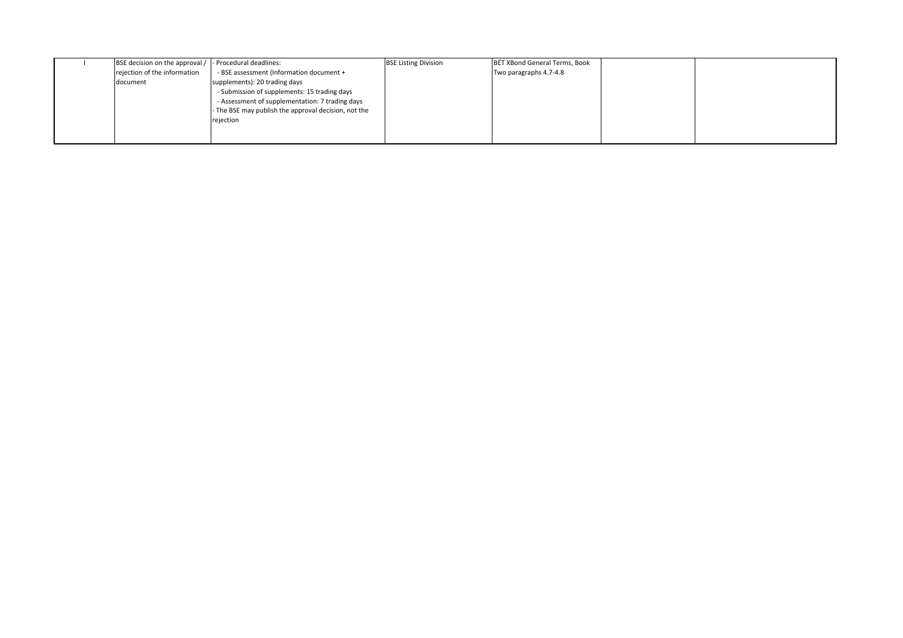| I | BSE decision on the approval / rejection of the information document | - Procedural deadlines:<br>- BSE assessment (Information document + supplements): 20 trading days<br>- Submission of supplements: 15 trading days<br>- Assessment of supplementation: 7 trading days<br>- The BSE may publish the approval decision, not the rejection | BSE Listing Division | BÉT XBond General Terms, Book Two paragraphs 4.7-4.8 | | |
|---|---|---|---|---|---|---|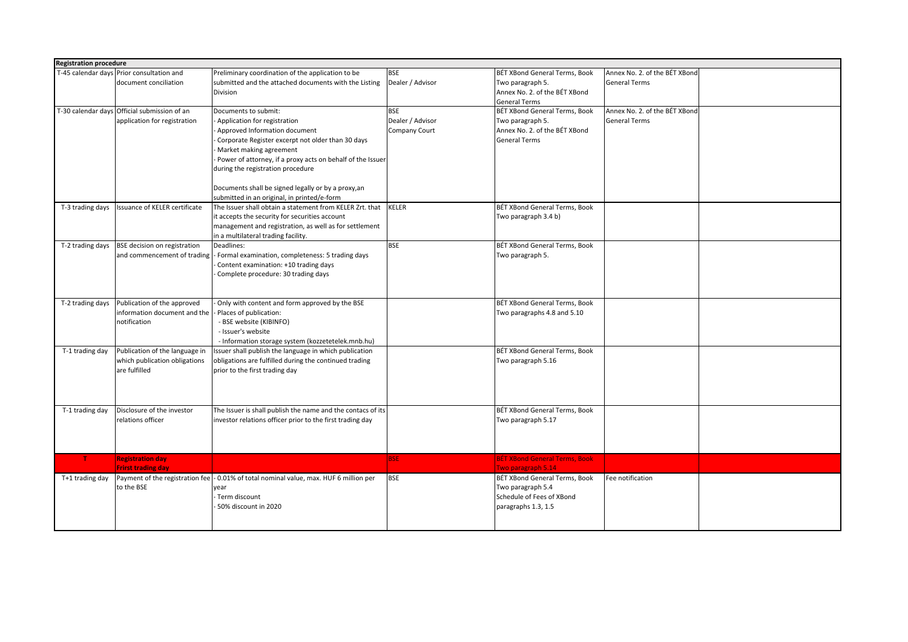| Registration procedure | | | | | | |
|---|---|---|---|---|---|---|
| T-45 calendar days | Prior consultation and document conciliation | Preliminary coordination of the application to be submitted and the attached documents with the Listing Division | BSE<br>Dealer / Advisor | BÉT XBond General Terms, Book Two paragraph 5.<br>Annex No. 2. of the BÉT XBond General Terms | Annex No. 2. of the BÉT XBond General Terms | |
| T-30 calendar days | Official submission of an application for registration | Documents to submit:<br>- Application for registration<br>- Approved Information document<br>- Corporate Register excerpt not older than 30 days<br>- Market making agreement<br>- Power of attorney, if a proxy acts on behalf of the Issuer during the registration procedure<br><br>Documents shall be signed legally or by a proxy,an submitted in an original, in printed/e-form | BSE<br>Dealer / Advisor<br>Company Court | BÉT XBond General Terms, Book Two paragraph 5.<br>Annex No. 2. of the BÉT XBond General Terms | Annex No. 2. of the BÉT XBond General Terms | |
| T-3 trading days | Issuance of KELER certificate | The Issuer shall obtain a statement from KELER Zrt. that it accepts the security for securities account management and registration, as well as for settlement in a multilateral trading facility. | KELER | BÉT XBond General Terms, Book Two paragraph 3.4 b) | | |
| T-2 trading days | BSE decision on registration and commencement of trading | Deadlines:<br>- Formal examination, completeness: 5 trading days<br>- Content examination: +10 trading days<br>- Complete procedure: 30 trading days | BSE | BÉT XBond General Terms, Book Two paragraph 5. | | |
| T-2 trading days | Publication of the approved information document and the notification | - Only with content and form approved by the BSE<br>- Places of publication:<br>- BSE website (KIBINFO)<br>- Issuer's website<br>- Information storage system (kozzetetelek.mnb.hu) | | BÉT XBond General Terms, Book Two paragraphs 4.8 and 5.10 | | |
| T-1 trading day | Publication of the language in which publication obligations are fulfilled | Issuer shall publish the language in which publication obligations are fulfilled during the continued trading prior to the first trading day | | BÉT XBond General Terms, Book Two paragraph 5.16 | | |
| T-1 trading day | Disclosure of the investor relations officer | The Issuer is shall publish the name and the contacs of its investor relations officer prior to the first trading day | | BÉT XBond General Terms, Book Two paragraph 5.17 | | |
| **T** | **Registration day**<br>**Frirst trading day** | | BSE | BÉT XBond General Terms, Book Two paragraph 5.14 | | |
| T+1 trading day | Payment of the registration fee to the BSE | - 0.01% of total nominal value, max. HUF 6 million per year<br>- Term discount<br>- 50% discount in 2020 | BSE | BÉT XBond General Terms, Book Two paragraph 5.4<br>Schedule of Fees of XBond paragraphs 1.3, 1.5 | Fee notification | |